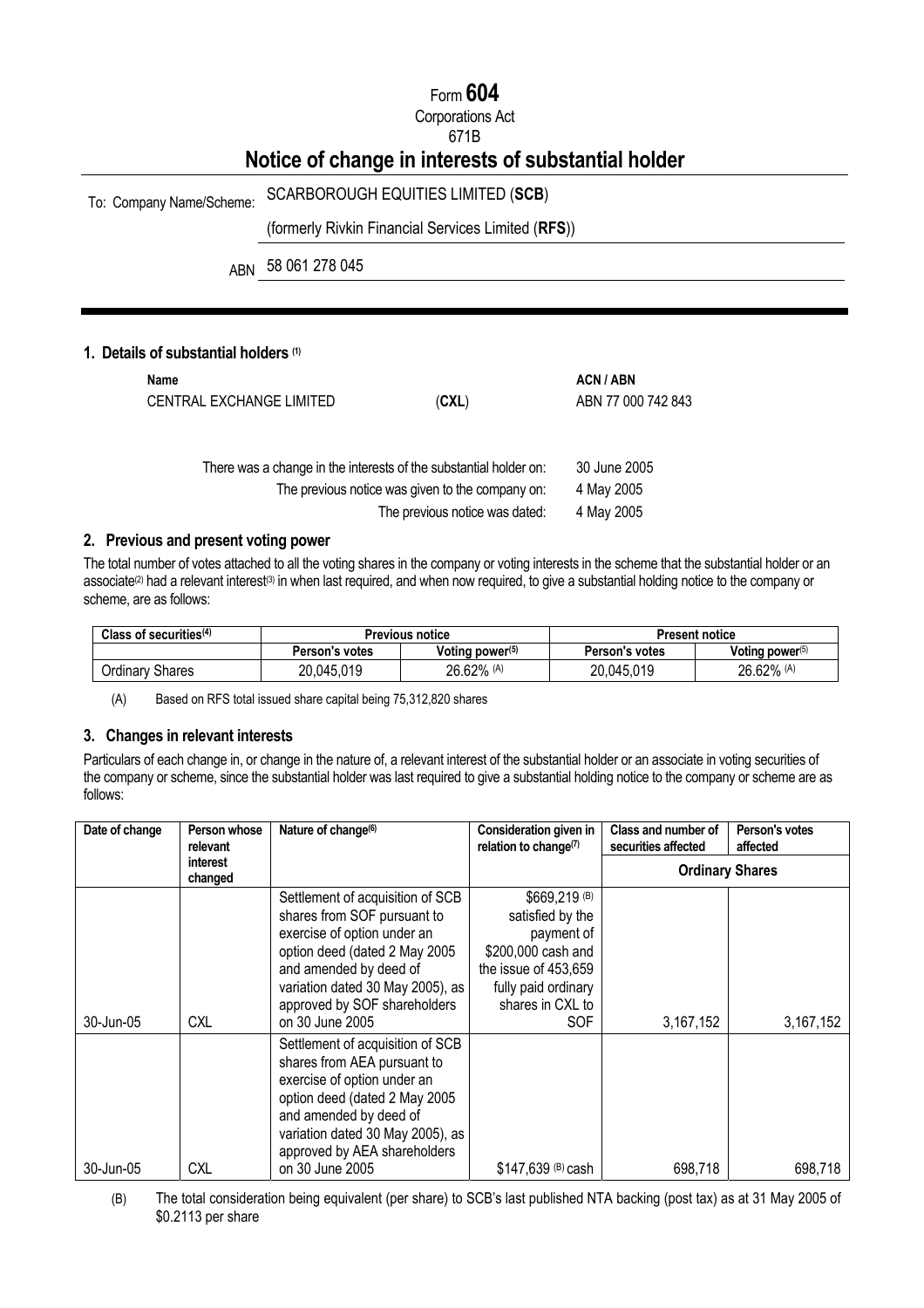# Form 604

Corporations Act

671B

## Notice of change in interests of substantial holder

To: Company Name/Scheme: SCARBOROUGH EQUITIES LIMITED (**SCB**)

(formerly Rivkin Financial Services Limited (**RFS**))

ABN 58 061 278 045

### 1. Details of substantial holders [(1)]

| **Name** | | **ACN / ABN** |
|---|---|---|
| CENTRAL EXCHANGE LIMITED | (**CXL**) | ABN 77 000 742 843 |

There was a change in the interests of the substantial holder on: 30 June 2005

The previous notice was given to the company on: 4 May 2005

The previous notice was dated: 4 May 2005

### 2. Previous and present voting power

The total number of votes attached to all the voting shares in the company or voting interests in the scheme that the substantial holder or an associate[(2)] had a relevant interest[(3)] in when last required, and when now required, to give a substantial holding notice to the company or scheme, are as follows:

| Class of securities[(4)] | Previous notice | | Present notice | |
|---|---|---|---|---|
| | Person's votes | Voting power[(5)] | Person's votes | Voting power[(5)] |
| Ordinary Shares | 20,045,019 | 26.62% [(A)] | 20,045,019 | 26.62% [(A)] |

(A) Based on RFS total issued share capital being 75,312,820 shares

### 3. Changes in relevant interests

Particulars of each change in, or change in the nature of, a relevant interest of the substantial holder or an associate in voting securities of the company or scheme, since the substantial holder was last required to give a substantial holding notice to the company or scheme are as follows:

| Date of change | Person whose relevant interest changed | Nature of change[(6)] | Consideration given in relation to change[(7)] | Class and number of securities affected | Person's votes affected |
|---|---|---|---|---|---|
| | | | | Ordinary Shares | |
| 30-Jun-05 | CXL | Settlement of acquisition of SCB shares from SOF pursuant to exercise of option under an option deed (dated 2 May 2005 and amended by deed of variation dated 30 May 2005), as approved by SOF shareholders on 30 June 2005 | \$669,219 [(B)] satisfied by the payment of \$200,000 cash and the issue of 453,659 fully paid ordinary shares in CXL to SOF | 3,167,152 | 3,167,152 |
| 30-Jun-05 | CXL | Settlement of acquisition of SCB shares from AEA pursuant to exercise of option under an option deed (dated 2 May 2005 and amended by deed of variation dated 30 May 2005), as approved by AEA shareholders on 30 June 2005 | \$147,639 [(B)] cash | 698,718 | 698,718 |

(B) The total consideration being equivalent (per share) to SCB's last published NTA backing (post tax) as at 31 May 2005 of \$0.2113 per share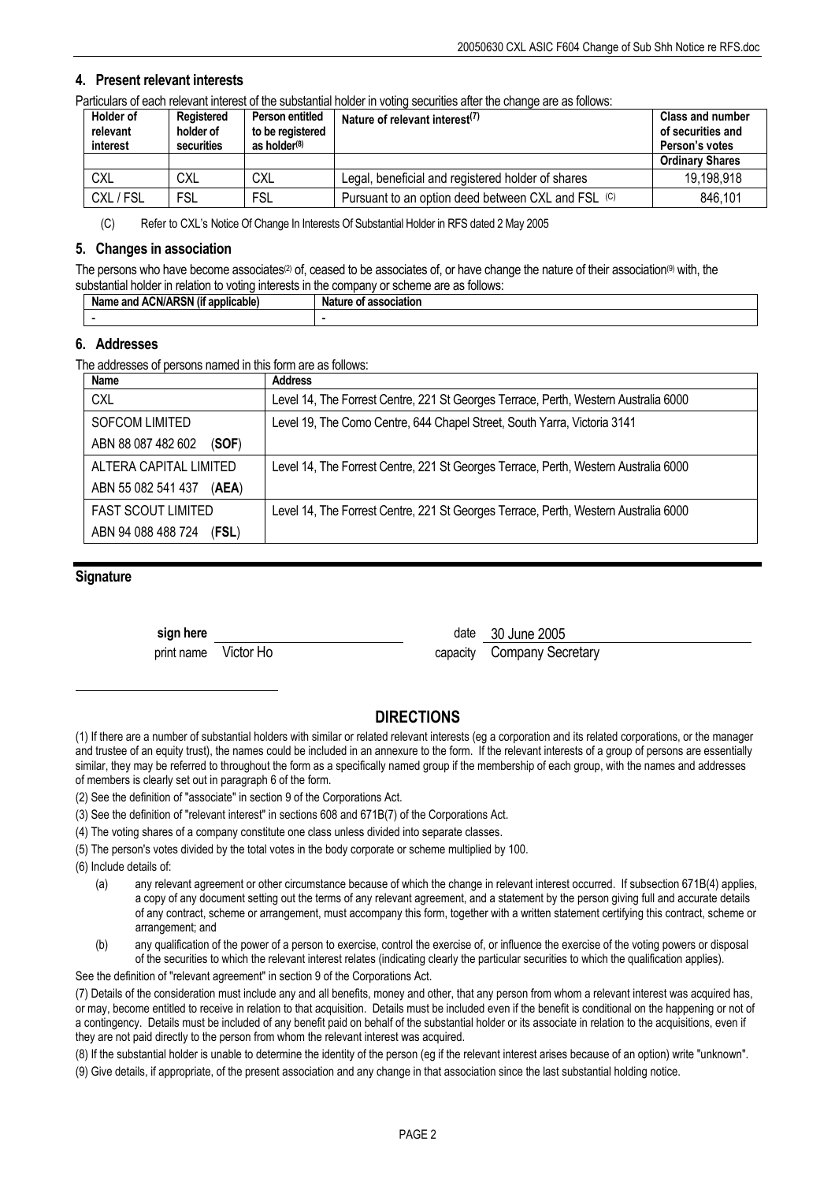## 4. Present relevant interests

Particulars of each relevant interest of the substantial holder in voting securities after the change are as follows:

| Holder of relevant interest | Registered holder of securities | Person entitled to be registered as holder[(8)] | Nature of relevant interest[(7)] | Class and number of securities and Person's votes |
|---|---|---|---|---|
| | | | | Ordinary Shares |
| CXL | CXL | CXL | Legal, beneficial and registered holder of shares | 19,198,918 |
| CXL / FSL | FSL | FSL | Pursuant to an option deed between CXL and FSL [(C)] | 846,101 |

(C) Refer to CXL's Notice Of Change In Interests Of Substantial Holder in RFS dated 2 May 2005

## 5. Changes in association

The persons who have become associates[(2)] of, ceased to be associates of, or have change the nature of their association[(9)] with, the substantial holder in relation to voting interests in the company or scheme are as follows:

| Name and ACN/ARSN (if applicable) | Nature of association |
|---|---|
| - | - |

## 6. Addresses

The addresses of persons named in this form are as follows:

| Name | Address |
|---|---|
| CXL | Level 14, The Forrest Centre, 221 St Georges Terrace, Perth, Western Australia 6000 |
| SOFCOM LIMITED<br>ABN 88 087 482 602 (**SOF**) | Level 19, The Como Centre, 644 Chapel Street, South Yarra, Victoria 3141 |
| ALTERA CAPITAL LIMITED<br>ABN 55 082 541 437 (**AEA**) | Level 14, The Forrest Centre, 221 St Georges Terrace, Perth, Western Australia 6000 |
| FAST SCOUT LIMITED<br>ABN 94 088 488 724 (**FSL**) | Level 14, The Forrest Centre, 221 St Georges Terrace, Perth, Western Australia 6000 |

## Signature

**sign here** ____________________ date 30 June 2005

print name Victor Ho capacity Company Secretary

## DIRECTIONS

(1) If there are a number of substantial holders with similar or related relevant interests (eg a corporation and its related corporations, or the manager and trustee of an equity trust), the names could be included in an annexure to the form. If the relevant interests of a group of persons are essentially similar, they may be referred to throughout the form as a specifically named group if the membership of each group, with the names and addresses of members is clearly set out in paragraph 6 of the form.

(2) See the definition of "associate" in section 9 of the Corporations Act.

(3) See the definition of "relevant interest" in sections 608 and 671B(7) of the Corporations Act.

(4) The voting shares of a company constitute one class unless divided into separate classes.

(5) The person's votes divided by the total votes in the body corporate or scheme multiplied by 100.

(6) Include details of:

(a) any relevant agreement or other circumstance because of which the change in relevant interest occurred. If subsection 671B(4) applies, a copy of any document setting out the terms of any relevant agreement, and a statement by the person giving full and accurate details of any contract, scheme or arrangement, must accompany this form, together with a written statement certifying this contract, scheme or arrangement; and

(b) any qualification of the power of a person to exercise, control the exercise of, or influence the exercise of the voting powers or disposal of the securities to which the relevant interest relates (indicating clearly the particular securities to which the qualification applies).

See the definition of "relevant agreement" in section 9 of the Corporations Act.

(7) Details of the consideration must include any and all benefits, money and other, that any person from whom a relevant interest was acquired has, or may, become entitled to receive in relation to that acquisition. Details must be included even if the benefit is conditional on the happening or not of a contingency. Details must be included of any benefit paid on behalf of the substantial holder or its associate in relation to the acquisitions, even if they are not paid directly to the person from whom the relevant interest was acquired.

(8) If the substantial holder is unable to determine the identity of the person (eg if the relevant interest arises because of an option) write "unknown".

(9) Give details, if appropriate, of the present association and any change in that association since the last substantial holding notice.